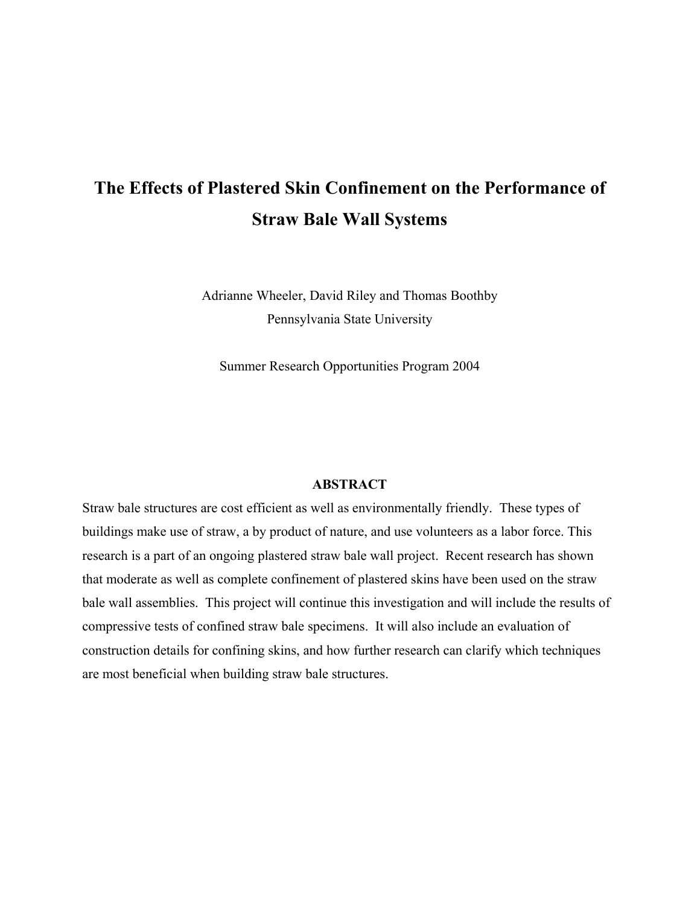# The Effects of Plastered Skin Confinement on the Performance of Straw Bale Wall Systems

Adrianne Wheeler, David Riley and Thomas Boothby
Pennsylvania State University

Summer Research Opportunities Program 2004

## ABSTRACT

Straw bale structures are cost efficient as well as environmentally friendly. These types of buildings make use of straw, a by product of nature, and use volunteers as a labor force. This research is a part of an ongoing plastered straw bale wall project. Recent research has shown that moderate as well as complete confinement of plastered skins have been used on the straw bale wall assemblies. This project will continue this investigation and will include the results of compressive tests of confined straw bale specimens. It will also include an evaluation of construction details for confining skins, and how further research can clarify which techniques are most beneficial when building straw bale structures.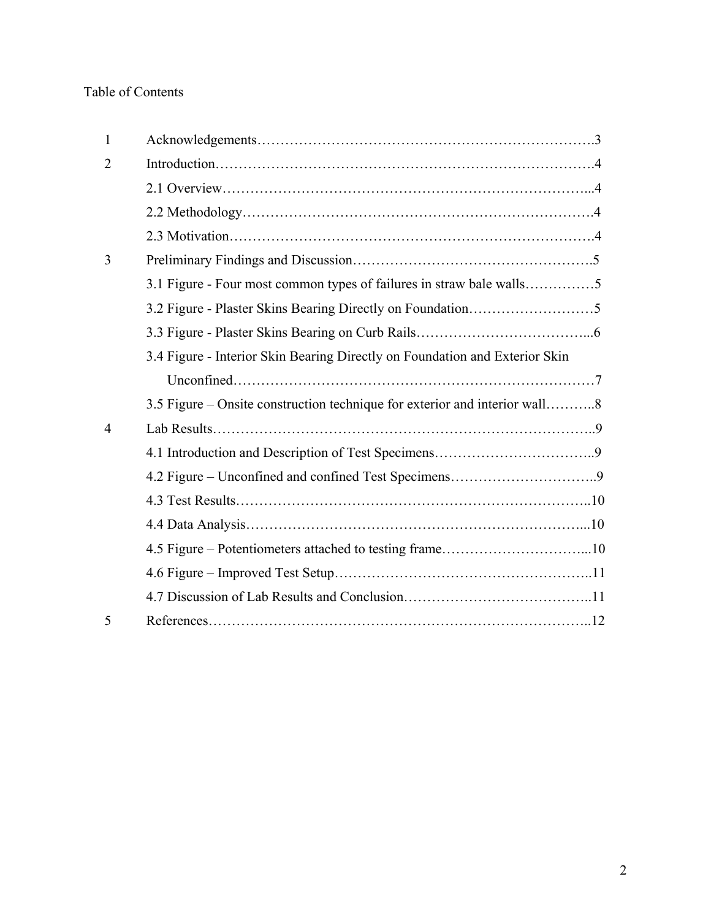Table of Contents

| | | |
|---|---|---|
| 1 | Acknowledgements | 3 |
| 2 | Introduction | 4 |
| | 2.1 Overview | 4 |
| | 2.2 Methodology | 4 |
| | 2.3 Motivation | 4 |
| 3 | Preliminary Findings and Discussion | 5 |
| | 3.1 Figure - Four most common types of failures in straw bale walls | 5 |
| | 3.2 Figure - Plaster Skins Bearing Directly on Foundation | 5 |
| | 3.3 Figure - Plaster Skins Bearing on Curb Rails | 6 |
| | 3.4 Figure - Interior Skin Bearing Directly on Foundation and Exterior Skin Unconfined | 7 |
| | 3.5 Figure – Onsite construction technique for exterior and interior wall | 8 |
| 4 | Lab Results | 9 |
| | 4.1 Introduction and Description of Test Specimens | 9 |
| | 4.2 Figure – Unconfined and confined Test Specimens | 9 |
| | 4.3 Test Results | 10 |
| | 4.4 Data Analysis | 10 |
| | 4.5 Figure – Potentiometers attached to testing frame | 10 |
| | 4.6 Figure – Improved Test Setup | 11 |
| | 4.7 Discussion of Lab Results and Conclusion | 11 |
| 5 | References | 12 |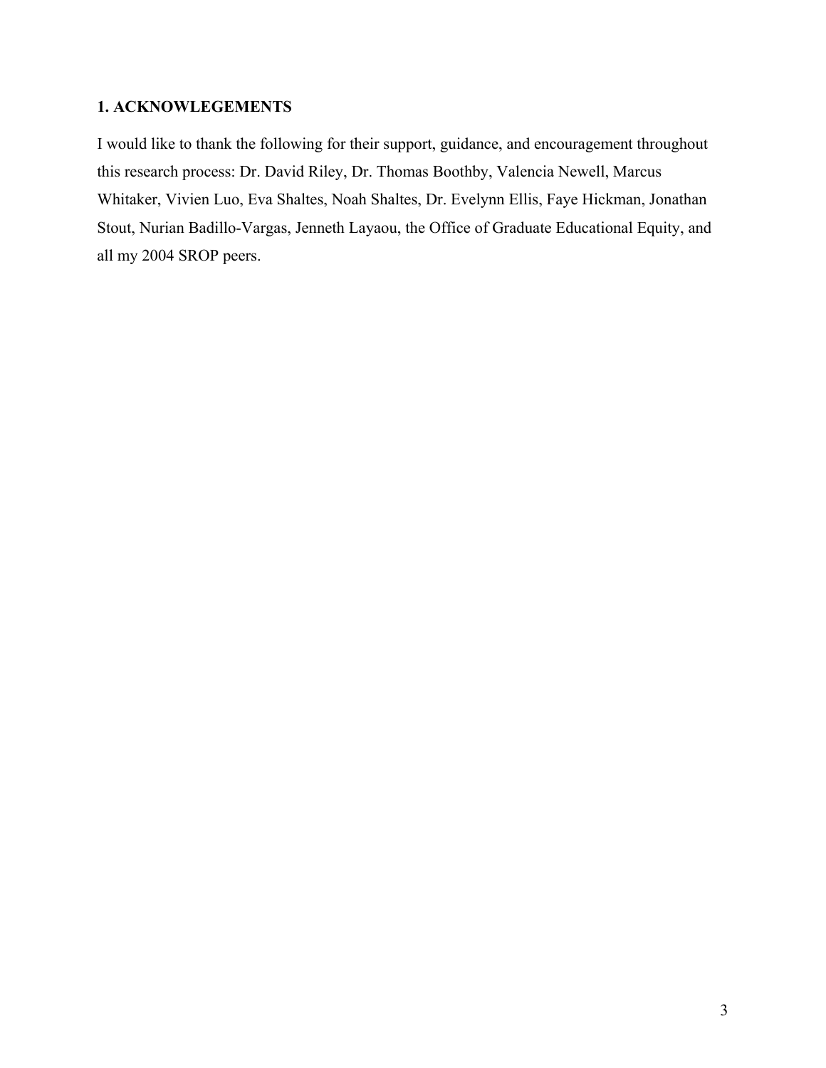## 1. ACKNOWLEGEMENTS

I would like to thank the following for their support, guidance, and encouragement throughout this research process: Dr. David Riley, Dr. Thomas Boothby, Valencia Newell, Marcus Whitaker, Vivien Luo, Eva Shaltes, Noah Shaltes, Dr. Evelynn Ellis, Faye Hickman, Jonathan Stout, Nurian Badillo-Vargas, Jenneth Layaou, the Office of Graduate Educational Equity, and all my 2004 SROP peers.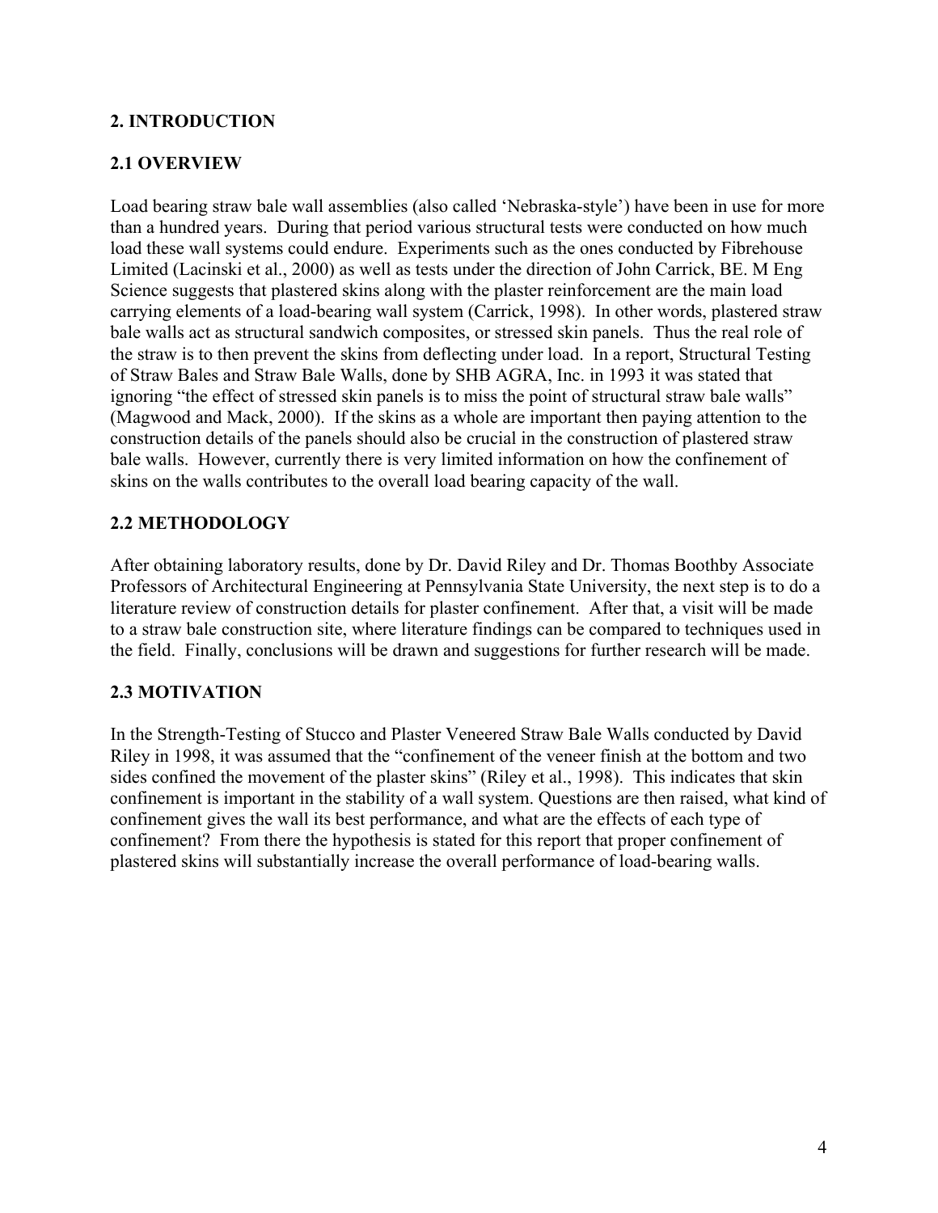## 2. INTRODUCTION

### 2.1 OVERVIEW

Load bearing straw bale wall assemblies (also called 'Nebraska-style') have been in use for more than a hundred years. During that period various structural tests were conducted on how much load these wall systems could endure. Experiments such as the ones conducted by Fibrehouse Limited (Lacinski et al., 2000) as well as tests under the direction of John Carrick, BE. M Eng Science suggests that plastered skins along with the plaster reinforcement are the main load carrying elements of a load-bearing wall system (Carrick, 1998). In other words, plastered straw bale walls act as structural sandwich composites, or stressed skin panels. Thus the real role of the straw is to then prevent the skins from deflecting under load. In a report, Structural Testing of Straw Bales and Straw Bale Walls, done by SHB AGRA, Inc. in 1993 it was stated that ignoring "the effect of stressed skin panels is to miss the point of structural straw bale walls" (Magwood and Mack, 2000). If the skins as a whole are important then paying attention to the construction details of the panels should also be crucial in the construction of plastered straw bale walls. However, currently there is very limited information on how the confinement of skins on the walls contributes to the overall load bearing capacity of the wall.

### 2.2 METHODOLOGY

After obtaining laboratory results, done by Dr. David Riley and Dr. Thomas Boothby Associate Professors of Architectural Engineering at Pennsylvania State University, the next step is to do a literature review of construction details for plaster confinement. After that, a visit will be made to a straw bale construction site, where literature findings can be compared to techniques used in the field. Finally, conclusions will be drawn and suggestions for further research will be made.

### 2.3 MOTIVATION

In the Strength-Testing of Stucco and Plaster Veneered Straw Bale Walls conducted by David Riley in 1998, it was assumed that the "confinement of the veneer finish at the bottom and two sides confined the movement of the plaster skins" (Riley et al., 1998). This indicates that skin confinement is important in the stability of a wall system. Questions are then raised, what kind of confinement gives the wall its best performance, and what are the effects of each type of confinement? From there the hypothesis is stated for this report that proper confinement of plastered skins will substantially increase the overall performance of load-bearing walls.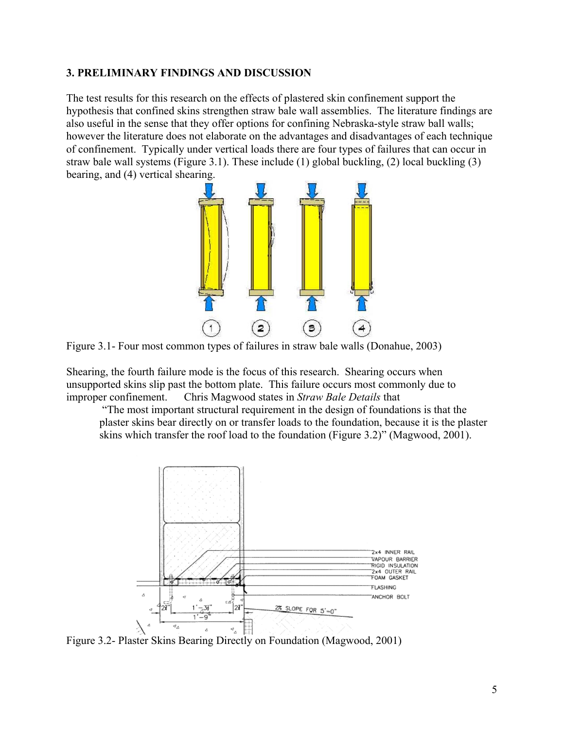## 3. PRELIMINARY FINDINGS AND DISCUSSION

The test results for this research on the effects of plastered skin confinement support the hypothesis that confined skins strengthen straw bale wall assemblies. The literature findings are also useful in the sense that they offer options for confining Nebraska-style straw ball walls; however the literature does not elaborate on the advantages and disadvantages of each technique of confinement. Typically under vertical loads there are four types of failures that can occur in straw bale wall systems (Figure 3.1). These include (1) global buckling, (2) local buckling (3) bearing, and (4) vertical shearing.

Figure 3.1- Four most common types of failures in straw bale walls (Donahue, 2003)

Shearing, the fourth failure mode is the focus of this research. Shearing occurs when unsupported skins slip past the bottom plate. This failure occurs most commonly due to improper confinement. Chris Magwood states in *Straw Bale Details* that

> "The most important structural requirement in the design of foundations is that the plaster skins bear directly on or transfer loads to the foundation, because it is the plaster skins which transfer the roof load to the foundation (Figure 3.2)" (Magwood, 2001).

Figure 3.2- Plaster Skins Bearing Directly on Foundation (Magwood, 2001)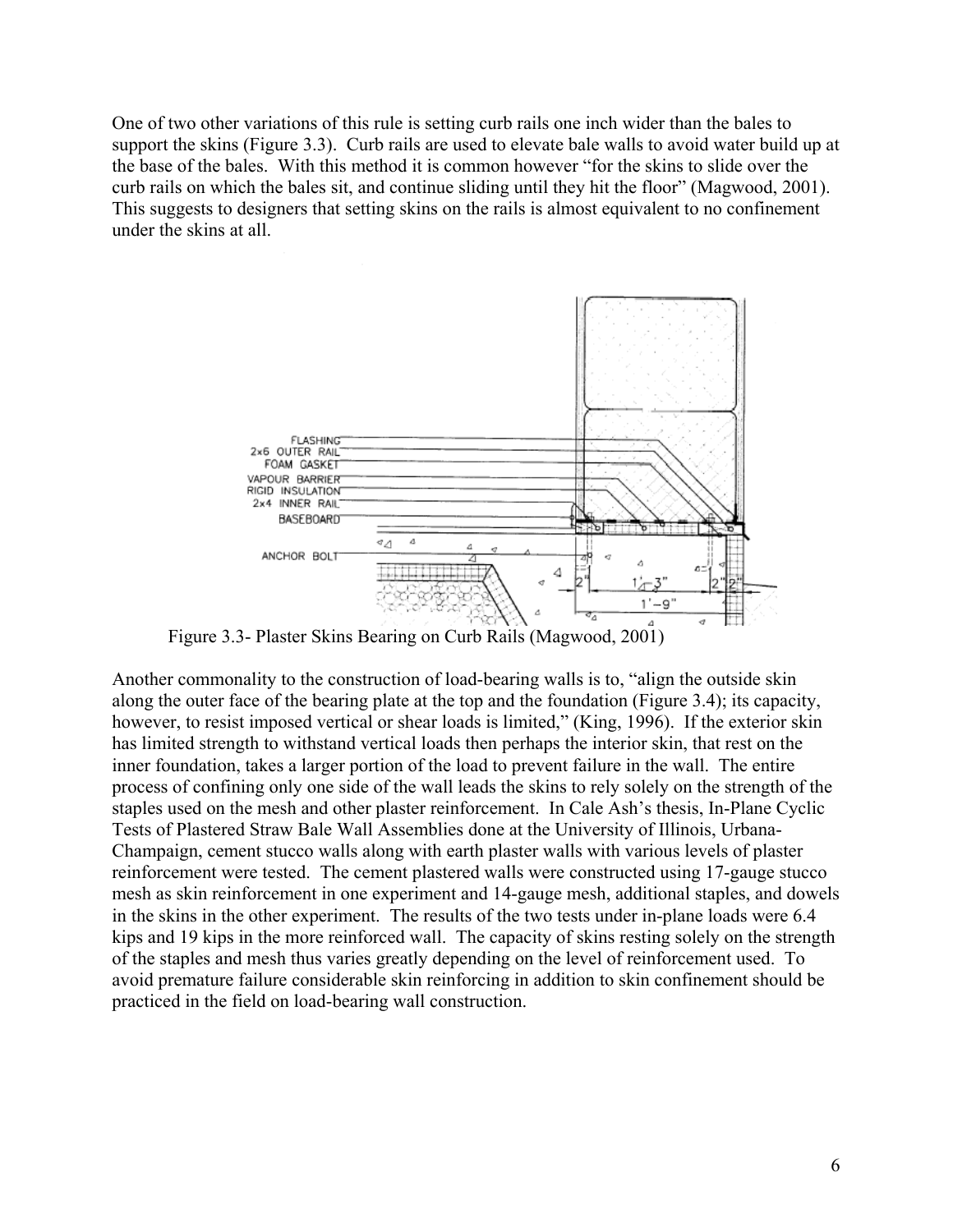One of two other variations of this rule is setting curb rails one inch wider than the bales to support the skins (Figure 3.3). Curb rails are used to elevate bale walls to avoid water build up at the base of the bales. With this method it is common however "for the skins to slide over the curb rails on which the bales sit, and continue sliding until they hit the floor" (Magwood, 2001). This suggests to designers that setting skins on the rails is almost equivalent to no confinement under the skins at all.

Figure 3.3- Plaster Skins Bearing on Curb Rails (Magwood, 2001)

Another commonality to the construction of load-bearing walls is to, "align the outside skin along the outer face of the bearing plate at the top and the foundation (Figure 3.4); its capacity, however, to resist imposed vertical or shear loads is limited," (King, 1996). If the exterior skin has limited strength to withstand vertical loads then perhaps the interior skin, that rest on the inner foundation, takes a larger portion of the load to prevent failure in the wall. The entire process of confining only one side of the wall leads the skins to rely solely on the strength of the staples used on the mesh and other plaster reinforcement. In Cale Ash's thesis, In-Plane Cyclic Tests of Plastered Straw Bale Wall Assemblies done at the University of Illinois, Urbana-Champaign, cement stucco walls along with earth plaster walls with various levels of plaster reinforcement were tested. The cement plastered walls were constructed using 17-gauge stucco mesh as skin reinforcement in one experiment and 14-gauge mesh, additional staples, and dowels in the skins in the other experiment. The results of the two tests under in-plane loads were 6.4 kips and 19 kips in the more reinforced wall. The capacity of skins resting solely on the strength of the staples and mesh thus varies greatly depending on the level of reinforcement used. To avoid premature failure considerable skin reinforcing in addition to skin confinement should be practiced in the field on load-bearing wall construction.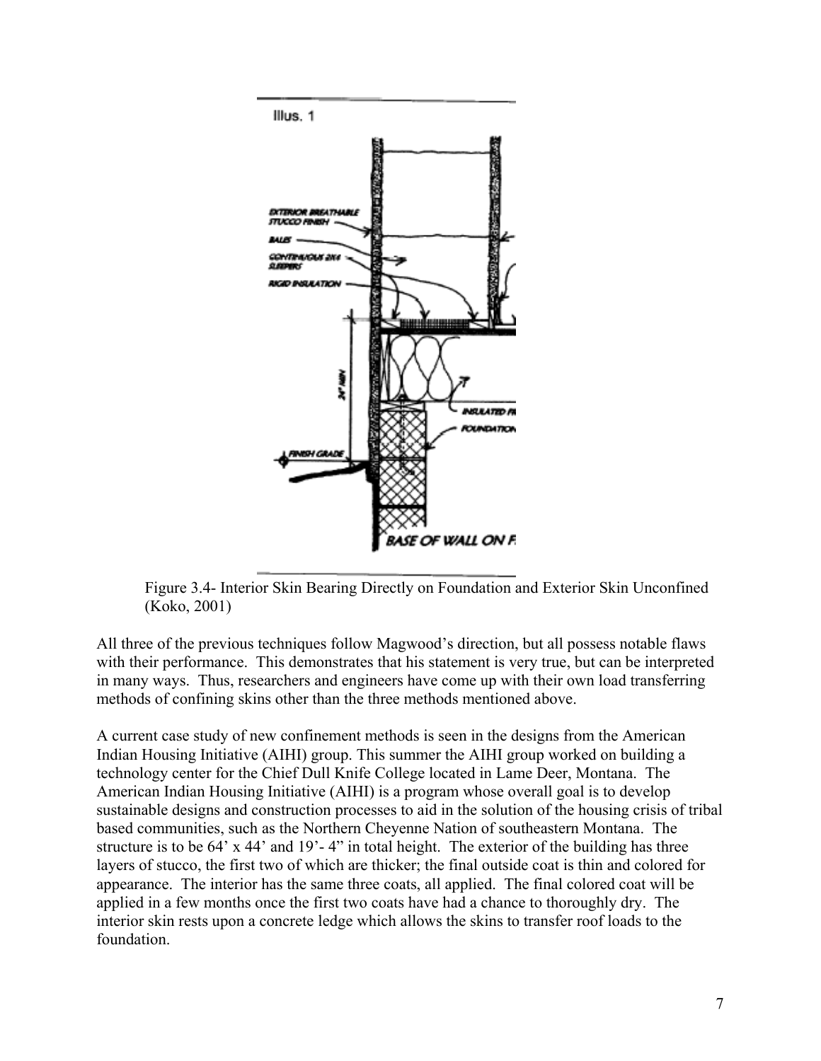Figure 3.4- Interior Skin Bearing Directly on Foundation and Exterior Skin Unconfined (Koko, 2001)

All three of the previous techniques follow Magwood's direction, but all possess notable flaws with their performance. This demonstrates that his statement is very true, but can be interpreted in many ways. Thus, researchers and engineers have come up with their own load transferring methods of confining skins other than the three methods mentioned above.

A current case study of new confinement methods is seen in the designs from the American Indian Housing Initiative (AIHI) group. This summer the AIHI group worked on building a technology center for the Chief Dull Knife College located in Lame Deer, Montana. The American Indian Housing Initiative (AIHI) is a program whose overall goal is to develop sustainable designs and construction processes to aid in the solution of the housing crisis of tribal based communities, such as the Northern Cheyenne Nation of southeastern Montana. The structure is to be 64' x 44' and 19'- 4" in total height. The exterior of the building has three layers of stucco, the first two of which are thicker; the final outside coat is thin and colored for appearance. The interior has the same three coats, all applied. The final colored coat will be applied in a few months once the first two coats have had a chance to thoroughly dry. The interior skin rests upon a concrete ledge which allows the skins to transfer roof loads to the foundation.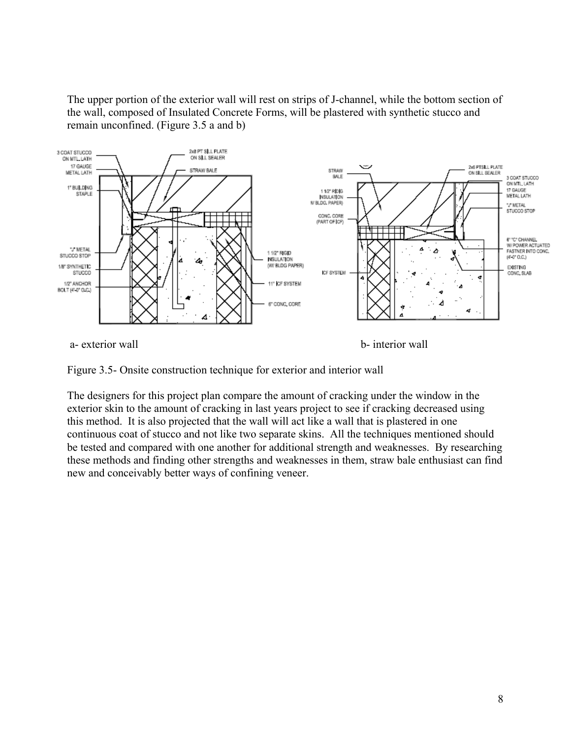The upper portion of the exterior wall will rest on strips of J-channel, while the bottom section of the wall, composed of Insulated Concrete Forms, will be plastered with synthetic stucco and remain unconfined. (Figure 3.5 a and b)

a- exterior wall

b- interior wall

Figure 3.5- Onsite construction technique for exterior and interior wall

The designers for this project plan compare the amount of cracking under the window in the exterior skin to the amount of cracking in last years project to see if cracking decreased using this method. It is also projected that the wall will act like a wall that is plastered in one continuous coat of stucco and not like two separate skins. All the techniques mentioned should be tested and compared with one another for additional strength and weaknesses. By researching these methods and finding other strengths and weaknesses in them, straw bale enthusiast can find new and conceivably better ways of confining veneer.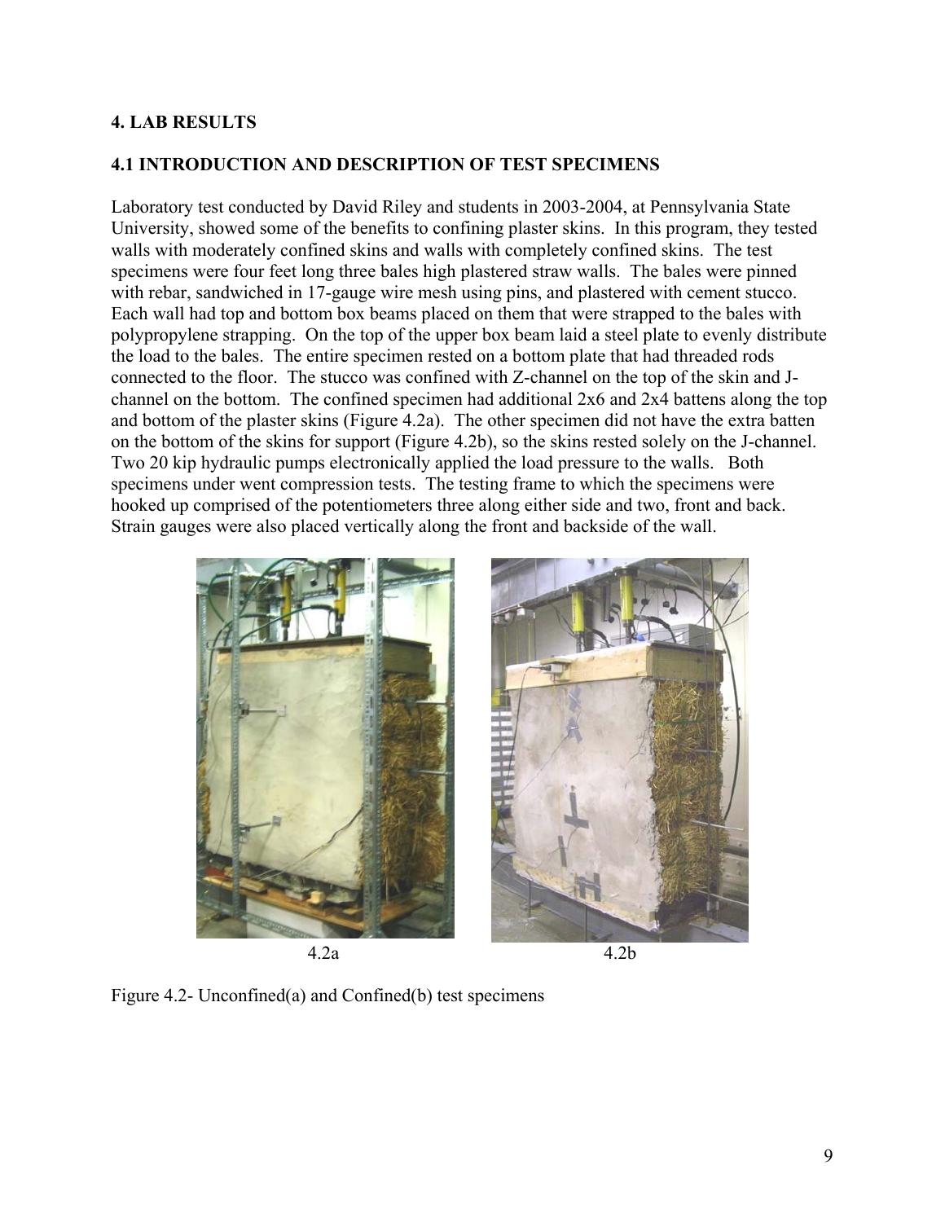## 4. LAB RESULTS

### 4.1 INTRODUCTION AND DESCRIPTION OF TEST SPECIMENS

Laboratory test conducted by David Riley and students in 2003-2004, at Pennsylvania State University, showed some of the benefits to confining plaster skins. In this program, they tested walls with moderately confined skins and walls with completely confined skins. The test specimens were four feet long three bales high plastered straw walls. The bales were pinned with rebar, sandwiched in 17-gauge wire mesh using pins, and plastered with cement stucco. Each wall had top and bottom box beams placed on them that were strapped to the bales with polypropylene strapping. On the top of the upper box beam laid a steel plate to evenly distribute the load to the bales. The entire specimen rested on a bottom plate that had threaded rods connected to the floor. The stucco was confined with Z-channel on the top of the skin and J-channel on the bottom. The confined specimen had additional 2x6 and 2x4 battens along the top and bottom of the plaster skins (Figure 4.2a). The other specimen did not have the extra batten on the bottom of the skins for support (Figure 4.2b), so the skins rested solely on the J-channel. Two 20 kip hydraulic pumps electronically applied the load pressure to the walls. Both specimens under went compression tests. The testing frame to which the specimens were hooked up comprised of the potentiometers three along either side and two, front and back. Strain gauges were also placed vertically along the front and backside of the wall.

4.2a 4.2b

Figure 4.2- Unconfined(a) and Confined(b) test specimens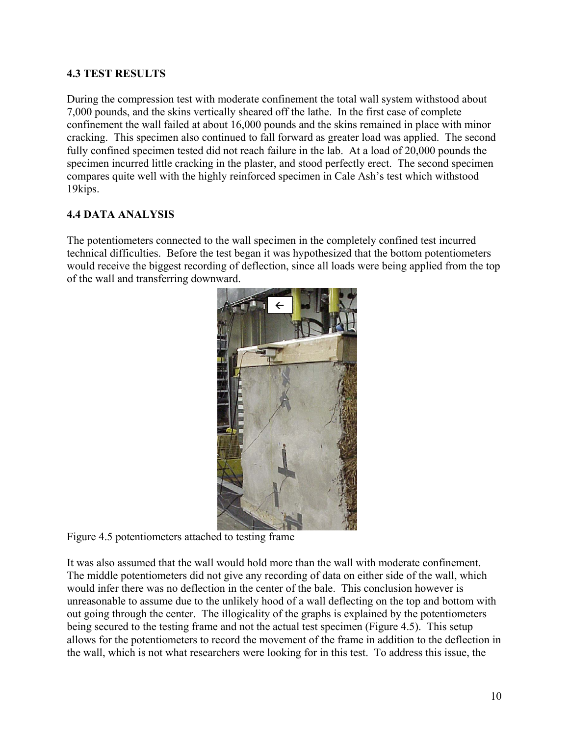### 4.3 TEST RESULTS

During the compression test with moderate confinement the total wall system withstood about 7,000 pounds, and the skins vertically sheared off the lathe. In the first case of complete confinement the wall failed at about 16,000 pounds and the skins remained in place with minor cracking. This specimen also continued to fall forward as greater load was applied. The second fully confined specimen tested did not reach failure in the lab. At a load of 20,000 pounds the specimen incurred little cracking in the plaster, and stood perfectly erect. The second specimen compares quite well with the highly reinforced specimen in Cale Ash's test which withstood 19kips.

### 4.4 DATA ANALYSIS

The potentiometers connected to the wall specimen in the completely confined test incurred technical difficulties. Before the test began it was hypothesized that the bottom potentiometers would receive the biggest recording of deflection, since all loads were being applied from the top of the wall and transferring downward.

Figure 4.5 potentiometers attached to testing frame

It was also assumed that the wall would hold more than the wall with moderate confinement. The middle potentiometers did not give any recording of data on either side of the wall, which would infer there was no deflection in the center of the bale. This conclusion however is unreasonable to assume due to the unlikely hood of a wall deflecting on the top and bottom with out going through the center. The illogicality of the graphs is explained by the potentiometers being secured to the testing frame and not the actual test specimen (Figure 4.5). This setup allows for the potentiometers to record the movement of the frame in addition to the deflection in the wall, which is not what researchers were looking for in this test. To address this issue, the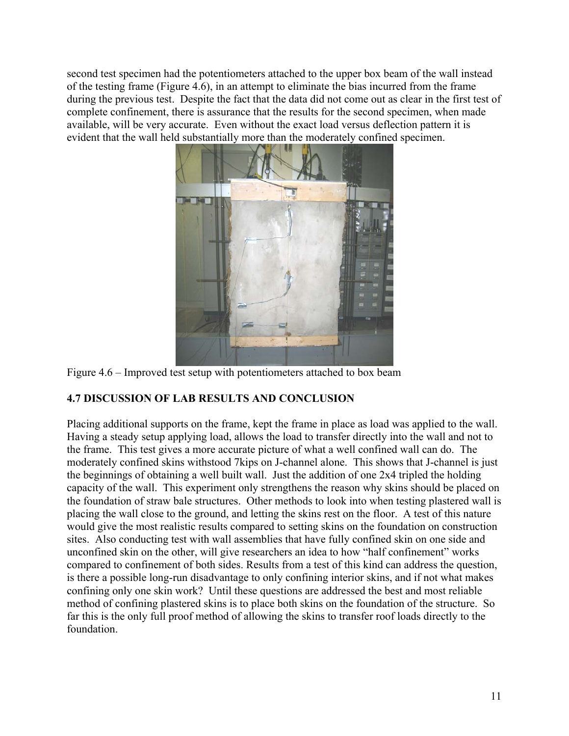second test specimen had the potentiometers attached to the upper box beam of the wall instead of the testing frame (Figure 4.6), in an attempt to eliminate the bias incurred from the frame during the previous test. Despite the fact that the data did not come out as clear in the first test of complete confinement, there is assurance that the results for the second specimen, when made available, will be very accurate. Even without the exact load versus deflection pattern it is evident that the wall held substantially more than the moderately confined specimen.

Figure 4.6 – Improved test setup with potentiometers attached to box beam

## 4.7 DISCUSSION OF LAB RESULTS AND CONCLUSION

Placing additional supports on the frame, kept the frame in place as load was applied to the wall. Having a steady setup applying load, allows the load to transfer directly into the wall and not to the frame. This test gives a more accurate picture of what a well confined wall can do. The moderately confined skins withstood 7kips on J-channel alone. This shows that J-channel is just the beginnings of obtaining a well built wall. Just the addition of one 2x4 tripled the holding capacity of the wall. This experiment only strengthens the reason why skins should be placed on the foundation of straw bale structures. Other methods to look into when testing plastered wall is placing the wall close to the ground, and letting the skins rest on the floor. A test of this nature would give the most realistic results compared to setting skins on the foundation on construction sites. Also conducting test with wall assemblies that have fully confined skin on one side and unconfined skin on the other, will give researchers an idea to how "half confinement" works compared to confinement of both sides. Results from a test of this kind can address the question, is there a possible long-run disadvantage to only confining interior skins, and if not what makes confining only one skin work? Until these questions are addressed the best and most reliable method of confining plastered skins is to place both skins on the foundation of the structure. So far this is the only full proof method of allowing the skins to transfer roof loads directly to the foundation.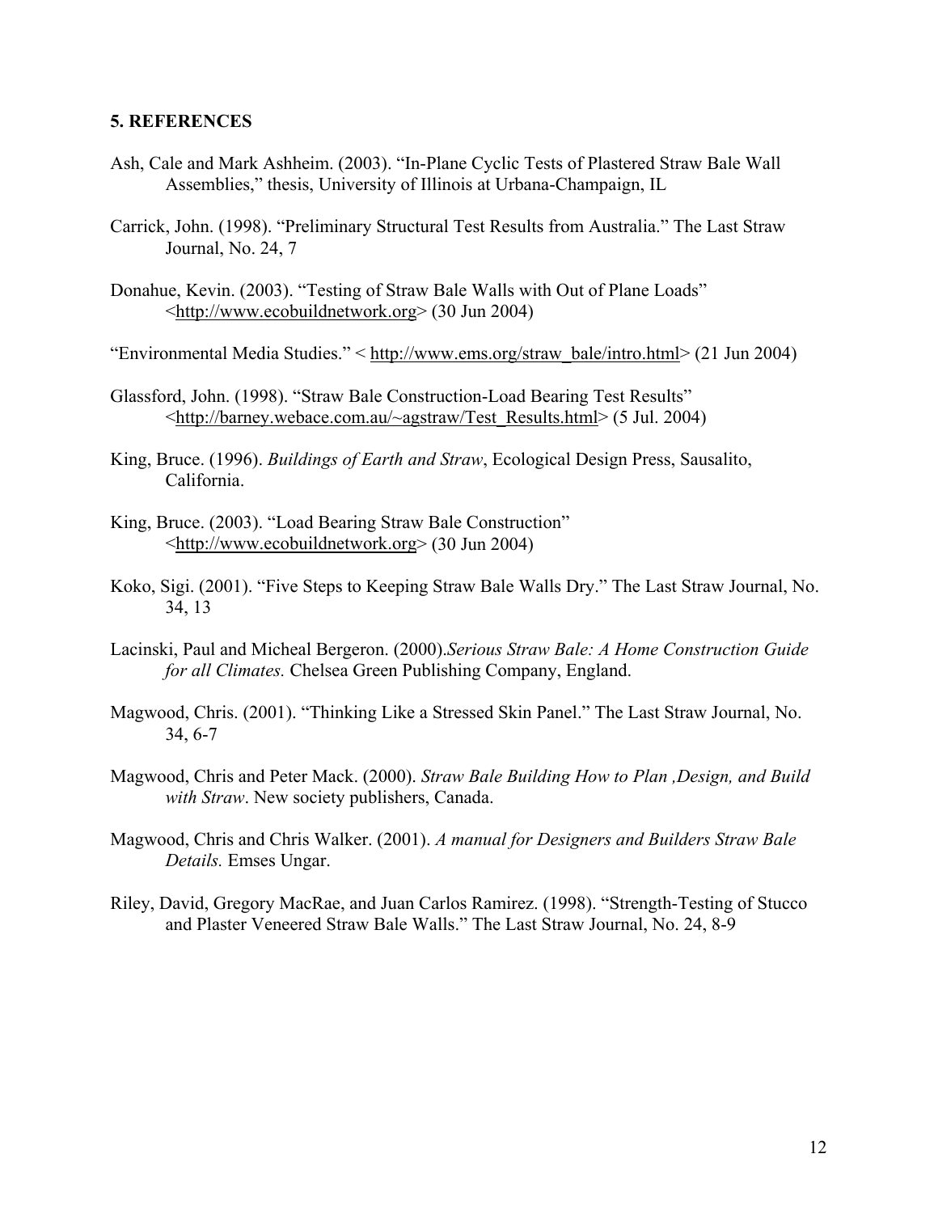## 5. REFERENCES

Ash, Cale and Mark Ashheim. (2003). "In-Plane Cyclic Tests of Plastered Straw Bale Wall Assemblies," thesis, University of Illinois at Urbana-Champaign, IL

Carrick, John. (1998). "Preliminary Structural Test Results from Australia." The Last Straw Journal, No. 24, 7

Donahue, Kevin. (2003). "Testing of Straw Bale Walls with Out of Plane Loads" <http://www.ecobuildnetwork.org> (30 Jun 2004)

"Environmental Media Studies." < http://www.ems.org/straw_bale/intro.html> (21 Jun 2004)

Glassford, John. (1998). "Straw Bale Construction-Load Bearing Test Results" <http://barney.webace.com.au/~agstraw/Test_Results.html> (5 Jul. 2004)

King, Bruce. (1996). *Buildings of Earth and Straw*, Ecological Design Press, Sausalito, California.

King, Bruce. (2003). "Load Bearing Straw Bale Construction" <http://www.ecobuildnetwork.org> (30 Jun 2004)

Koko, Sigi. (2001). "Five Steps to Keeping Straw Bale Walls Dry." The Last Straw Journal, No. 34, 13

Lacinski, Paul and Micheal Bergeron. (2000).*Serious Straw Bale: A Home Construction Guide for all Climates.* Chelsea Green Publishing Company, England.

Magwood, Chris. (2001). "Thinking Like a Stressed Skin Panel." The Last Straw Journal, No. 34, 6-7

Magwood, Chris and Peter Mack. (2000). *Straw Bale Building How to Plan ,Design, and Build with Straw*. New society publishers, Canada.

Magwood, Chris and Chris Walker. (2001). *A manual for Designers and Builders Straw Bale Details.* Emses Ungar.

Riley, David, Gregory MacRae, and Juan Carlos Ramirez. (1998). "Strength-Testing of Stucco and Plaster Veneered Straw Bale Walls." The Last Straw Journal, No. 24, 8-9